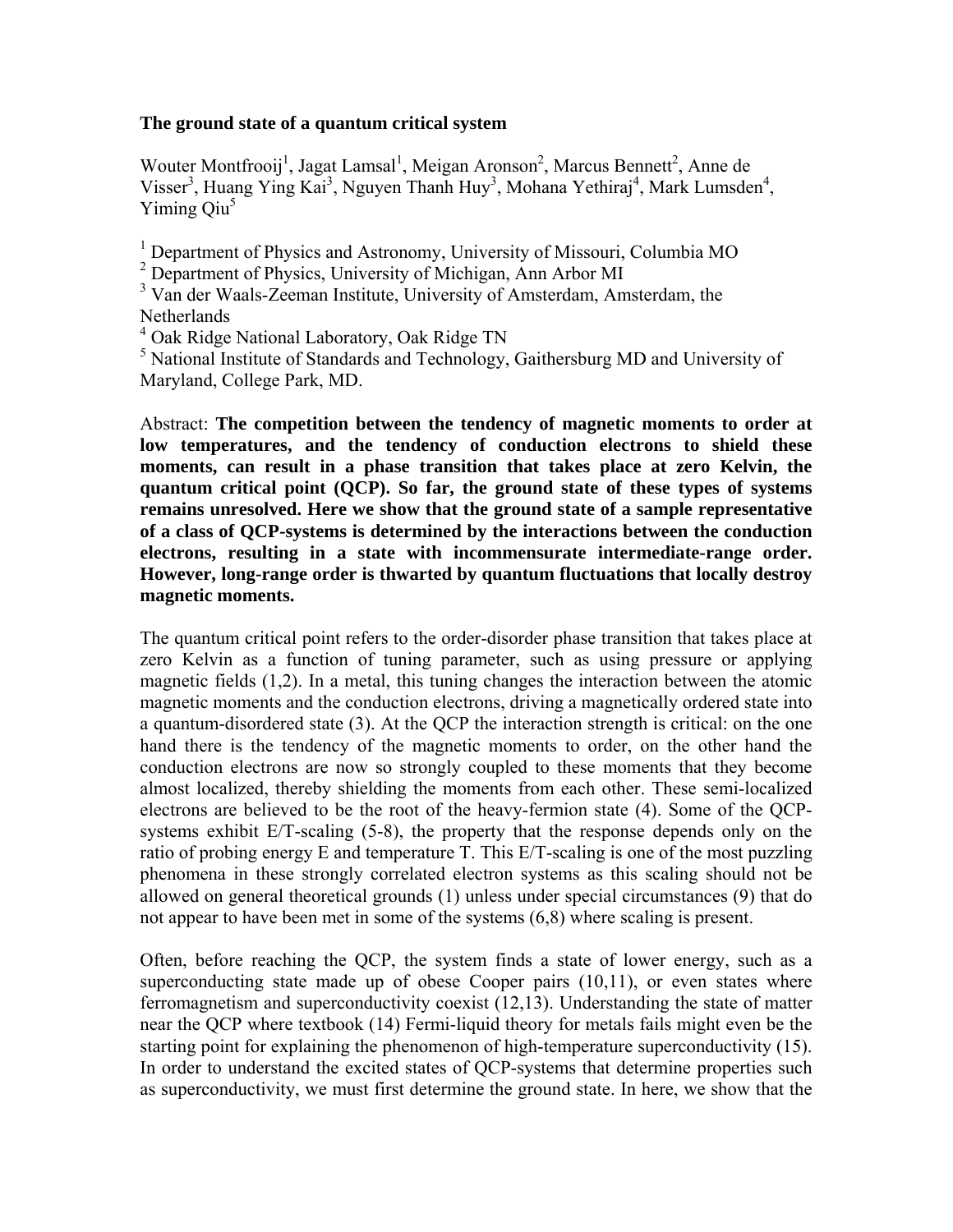**The ground state of a quantum critical system**

Wouter Montfrooij[1], Jagat Lamsal[1], Meigan Aronson[2], Marcus Bennett[2], Anne de Visser[3], Huang Ying Kai[3], Nguyen Thanh Huy[3], Mohana Yethiraj[4], Mark Lumsden[4], Yiming Qiu[5]

[1] Department of Physics and Astronomy, University of Missouri, Columbia MO
[2] Department of Physics, University of Michigan, Ann Arbor MI
[3] Van der Waals-Zeeman Institute, University of Amsterdam, Amsterdam, the Netherlands
[4] Oak Ridge National Laboratory, Oak Ridge TN
[5] National Institute of Standards and Technology, Gaithersburg MD and University of Maryland, College Park, MD.

Abstract: **The competition between the tendency of magnetic moments to order at low temperatures, and the tendency of conduction electrons to shield these moments, can result in a phase transition that takes place at zero Kelvin, the quantum critical point (QCP). So far, the ground state of these types of systems remains unresolved. Here we show that the ground state of a sample representative of a class of QCP-systems is determined by the interactions between the conduction electrons, resulting in a state with incommensurate intermediate-range order. However, long-range order is thwarted by quantum fluctuations that locally destroy magnetic moments.**

The quantum critical point refers to the order-disorder phase transition that takes place at zero Kelvin as a function of tuning parameter, such as using pressure or applying magnetic fields (1,2). In a metal, this tuning changes the interaction between the atomic magnetic moments and the conduction electrons, driving a magnetically ordered state into a quantum-disordered state (3). At the QCP the interaction strength is critical: on the one hand there is the tendency of the magnetic moments to order, on the other hand the conduction electrons are now so strongly coupled to these moments that they become almost localized, thereby shielding the moments from each other. These semi-localized electrons are believed to be the root of the heavy-fermion state (4). Some of the QCP-systems exhibit E/T-scaling (5-8), the property that the response depends only on the ratio of probing energy E and temperature T. This E/T-scaling is one of the most puzzling phenomena in these strongly correlated electron systems as this scaling should not be allowed on general theoretical grounds (1) unless under special circumstances (9) that do not appear to have been met in some of the systems (6,8) where scaling is present.

Often, before reaching the QCP, the system finds a state of lower energy, such as a superconducting state made up of obese Cooper pairs (10,11), or even states where ferromagnetism and superconductivity coexist (12,13). Understanding the state of matter near the QCP where textbook (14) Fermi-liquid theory for metals fails might even be the starting point for explaining the phenomenon of high-temperature superconductivity (15). In order to understand the excited states of QCP-systems that determine properties such as superconductivity, we must first determine the ground state. In here, we show that the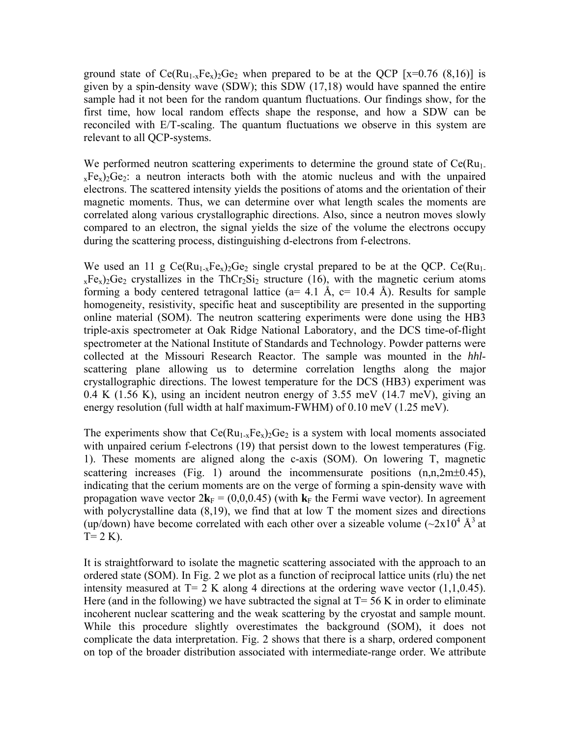ground state of $Ce(Ru_{1-x}Fe_x)_2Ge_2$ when prepared to be at the QCP [x=0.76 (8,16)] is given by a spin-density wave (SDW); this SDW (17,18) would have spanned the entire sample had it not been for the random quantum fluctuations. Our findings show, for the first time, how local random effects shape the response, and how a SDW can be reconciled with E/T-scaling. The quantum fluctuations we observe in this system are relevant to all QCP-systems.

We performed neutron scattering experiments to determine the ground state of $Ce(Ru_{1-x}Fe_x)_2Ge_2$: a neutron interacts both with the atomic nucleus and with the unpaired electrons. The scattered intensity yields the positions of atoms and the orientation of their magnetic moments. Thus, we can determine over what length scales the moments are correlated along various crystallographic directions. Also, since a neutron moves slowly compared to an electron, the signal yields the size of the volume the electrons occupy during the scattering process, distinguishing d-electrons from f-electrons.

We used an 11 g $Ce(Ru_{1-x}Fe_x)_2Ge_2$ single crystal prepared to be at the QCP. $Ce(Ru_{1-x}Fe_x)_2Ge_2$ crystallizes in the $ThCr_2Si_2$ structure (16), with the magnetic cerium atoms forming a body centered tetragonal lattice (a= 4.1 Å, c= 10.4 Å). Results for sample homogeneity, resistivity, specific heat and susceptibility are presented in the supporting online material (SOM). The neutron scattering experiments were done using the HB3 triple-axis spectrometer at Oak Ridge National Laboratory, and the DCS time-of-flight spectrometer at the National Institute of Standards and Technology. Powder patterns were collected at the Missouri Research Reactor. The sample was mounted in the *hhl*-scattering plane allowing us to determine correlation lengths along the major crystallographic directions. The lowest temperature for the DCS (HB3) experiment was 0.4 K (1.56 K), using an incident neutron energy of 3.55 meV (14.7 meV), giving an energy resolution (full width at half maximum-FWHM) of 0.10 meV (1.25 meV).

The experiments show that $Ce(Ru_{1-x}Fe_x)_2Ge_2$ is a system with local moments associated with unpaired cerium f-electrons (19) that persist down to the lowest temperatures (Fig. 1). These moments are aligned along the c-axis (SOM). On lowering T, magnetic scattering increases (Fig. 1) around the incommensurate positions (n,n,2m±0.45), indicating that the cerium moments are on the verge of forming a spin-density wave with propagation wave vector $2\mathbf{k}_F = (0,0,0.45)$ (with $\mathbf{k}_F$ the Fermi wave vector). In agreement with polycrystalline data (8,19), we find that at low T the moment sizes and directions (up/down) have become correlated with each other over a sizeable volume (~$2\times10^4$ Å$^3$ at T= 2 K).

It is straightforward to isolate the magnetic scattering associated with the approach to an ordered state (SOM). In Fig. 2 we plot as a function of reciprocal lattice units (rlu) the net intensity measured at T= 2 K along 4 directions at the ordering wave vector (1,1,0.45). Here (and in the following) we have subtracted the signal at T= 56 K in order to eliminate incoherent nuclear scattering and the weak scattering by the cryostat and sample mount. While this procedure slightly overestimates the background (SOM), it does not complicate the data interpretation. Fig. 2 shows that there is a sharp, ordered component on top of the broader distribution associated with intermediate-range order. We attribute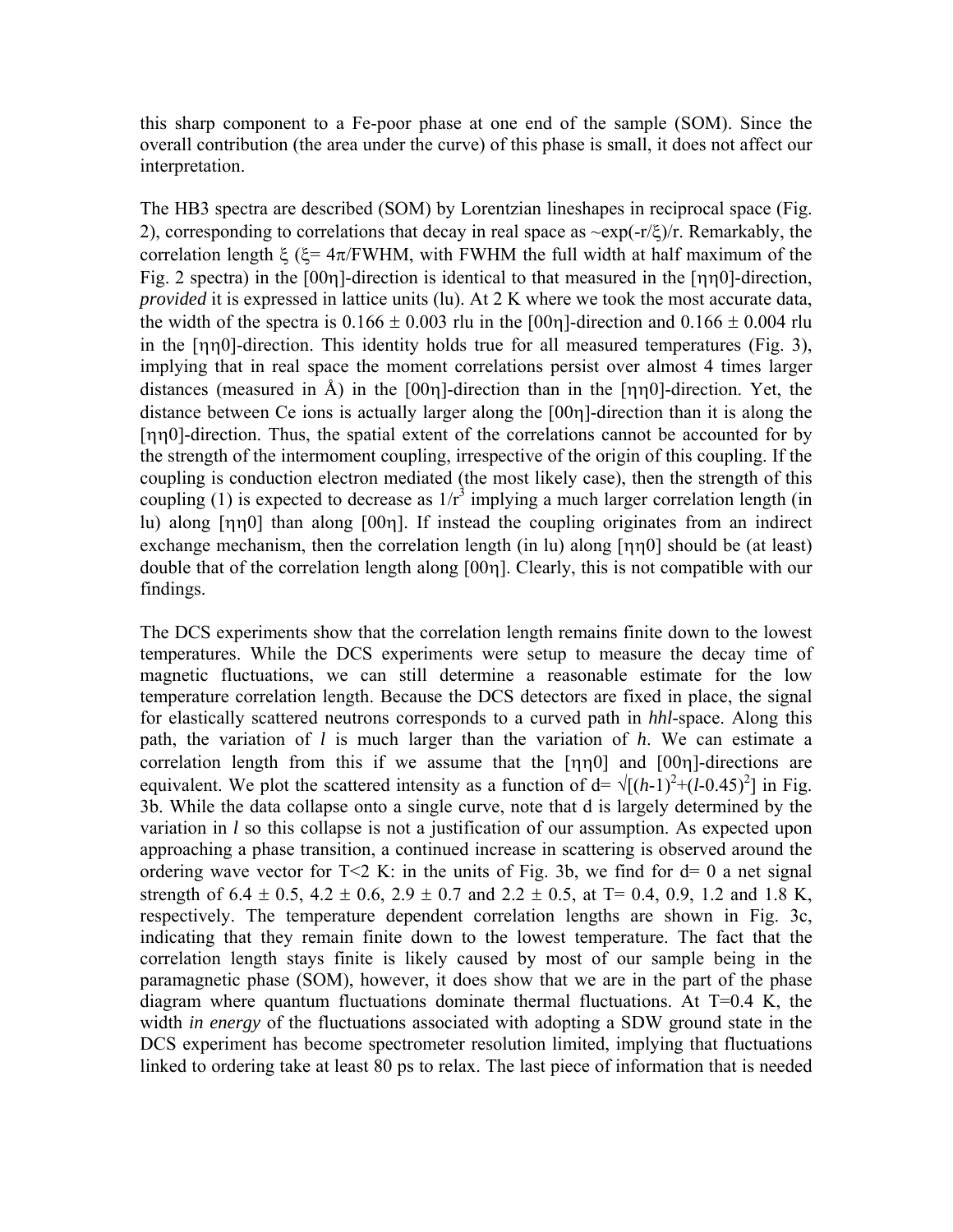this sharp component to a Fe-poor phase at one end of the sample (SOM). Since the overall contribution (the area under the curve) of this phase is small, it does not affect our interpretation.

The HB3 spectra are described (SOM) by Lorentzian lineshapes in reciprocal space (Fig. 2), corresponding to correlations that decay in real space as $\sim\exp(-r/\xi)/r$. Remarkably, the correlation length $\xi$ ($\xi = 4\pi/\mathrm{FWHM}$, with FWHM the full width at half maximum of the Fig. 2 spectra) in the [00η]-direction is identical to that measured in the [ηη0]-direction, *provided* it is expressed in lattice units (lu). At 2 K where we took the most accurate data, the width of the spectra is $0.166 \pm 0.003$ rlu in the [00η]-direction and $0.166 \pm 0.004$ rlu in the [ηη0]-direction. This identity holds true for all measured temperatures (Fig. 3), implying that in real space the moment correlations persist over almost 4 times larger distances (measured in Å) in the [00η]-direction than in the [ηη0]-direction. Yet, the distance between Ce ions is actually larger along the [00η]-direction than it is along the [ηη0]-direction. Thus, the spatial extent of the correlations cannot be accounted for by the strength of the intermoment coupling, irrespective of the origin of this coupling. If the coupling is conduction electron mediated (the most likely case), then the strength of this coupling (1) is expected to decrease as $1/r^3$ implying a much larger correlation length (in lu) along [ηη0] than along [00η]. If instead the coupling originates from an indirect exchange mechanism, then the correlation length (in lu) along [ηη0] should be (at least) double that of the correlation length along [00η]. Clearly, this is not compatible with our findings.

The DCS experiments show that the correlation length remains finite down to the lowest temperatures. While the DCS experiments were setup to measure the decay time of magnetic fluctuations, we can still determine a reasonable estimate for the low temperature correlation length. Because the DCS detectors are fixed in place, the signal for elastically scattered neutrons corresponds to a curved path in *hhl*-space. Along this path, the variation of $l$ is much larger than the variation of $h$. We can estimate a correlation length from this if we assume that the [ηη0] and [00η]-directions are equivalent. We plot the scattered intensity as a function of $d = \sqrt{[(h-1)^2+(l-0.45)^2]}$ in Fig. 3b. While the data collapse onto a single curve, note that d is largely determined by the variation in $l$ so this collapse is not a justification of our assumption. As expected upon approaching a phase transition, a continued increase in scattering is observed around the ordering wave vector for T<2 K: in the units of Fig. 3b, we find for d= 0 a net signal strength of $6.4 \pm 0.5$, $4.2 \pm 0.6$, $2.9 \pm 0.7$ and $2.2 \pm 0.5$, at T= 0.4, 0.9, 1.2 and 1.8 K, respectively. The temperature dependent correlation lengths are shown in Fig. 3c, indicating that they remain finite down to the lowest temperature. The fact that the correlation length stays finite is likely caused by most of our sample being in the paramagnetic phase (SOM), however, it does show that we are in the part of the phase diagram where quantum fluctuations dominate thermal fluctuations. At T=0.4 K, the width *in energy* of the fluctuations associated with adopting a SDW ground state in the DCS experiment has become spectrometer resolution limited, implying that fluctuations linked to ordering take at least 80 ps to relax. The last piece of information that is needed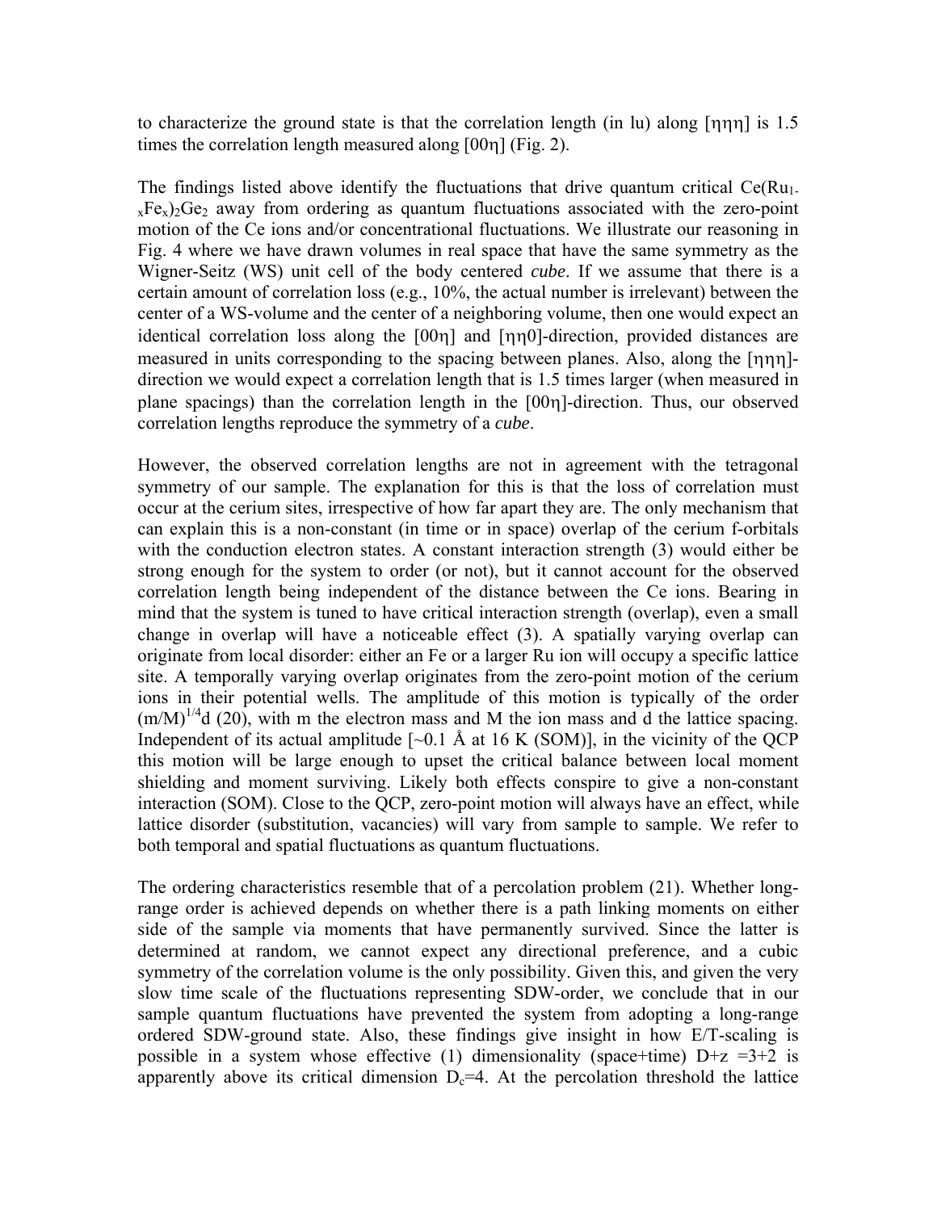to characterize the ground state is that the correlation length (in lu) along [ηηη] is 1.5 times the correlation length measured along [00η] (Fig. 2).

The findings listed above identify the fluctuations that drive quantum critical $Ce(Ru_{1-x}Fe_x)_2Ge_2$ away from ordering as quantum fluctuations associated with the zero-point motion of the Ce ions and/or concentrational fluctuations. We illustrate our reasoning in Fig. 4 where we have drawn volumes in real space that have the same symmetry as the Wigner-Seitz (WS) unit cell of the body centered *cube*. If we assume that there is a certain amount of correlation loss (e.g., 10%, the actual number is irrelevant) between the center of a WS-volume and the center of a neighboring volume, then one would expect an identical correlation loss along the [00η] and [ηη0]-direction, provided distances are measured in units corresponding to the spacing between planes. Also, along the [ηηη]-direction we would expect a correlation length that is 1.5 times larger (when measured in plane spacings) than the correlation length in the [00η]-direction. Thus, our observed correlation lengths reproduce the symmetry of a *cube*.

However, the observed correlation lengths are not in agreement with the tetragonal symmetry of our sample. The explanation for this is that the loss of correlation must occur at the cerium sites, irrespective of how far apart they are. The only mechanism that can explain this is a non-constant (in time or in space) overlap of the cerium f-orbitals with the conduction electron states. A constant interaction strength (3) would either be strong enough for the system to order (or not), but it cannot account for the observed correlation length being independent of the distance between the Ce ions. Bearing in mind that the system is tuned to have critical interaction strength (overlap), even a small change in overlap will have a noticeable effect (3). A spatially varying overlap can originate from local disorder: either an Fe or a larger Ru ion will occupy a specific lattice site. A temporally varying overlap originates from the zero-point motion of the cerium ions in their potential wells. The amplitude of this motion is typically of the order $(m/M)^{1/4}d$ (20), with m the electron mass and M the ion mass and d the lattice spacing. Independent of its actual amplitude [~0.1 Å at 16 K (SOM)], in the vicinity of the QCP this motion will be large enough to upset the critical balance between local moment shielding and moment surviving. Likely both effects conspire to give a non-constant interaction (SOM). Close to the QCP, zero-point motion will always have an effect, while lattice disorder (substitution, vacancies) will vary from sample to sample. We refer to both temporal and spatial fluctuations as quantum fluctuations.

The ordering characteristics resemble that of a percolation problem (21). Whether long-range order is achieved depends on whether there is a path linking moments on either side of the sample via moments that have permanently survived. Since the latter is determined at random, we cannot expect any directional preference, and a cubic symmetry of the correlation volume is the only possibility. Given this, and given the very slow time scale of the fluctuations representing SDW-order, we conclude that in our sample quantum fluctuations have prevented the system from adopting a long-range ordered SDW-ground state. Also, these findings give insight in how E/T-scaling is possible in a system whose effective (1) dimensionality (space+time) $D+z = 3+2$ is apparently above its critical dimension $D_c=4$. At the percolation threshold the lattice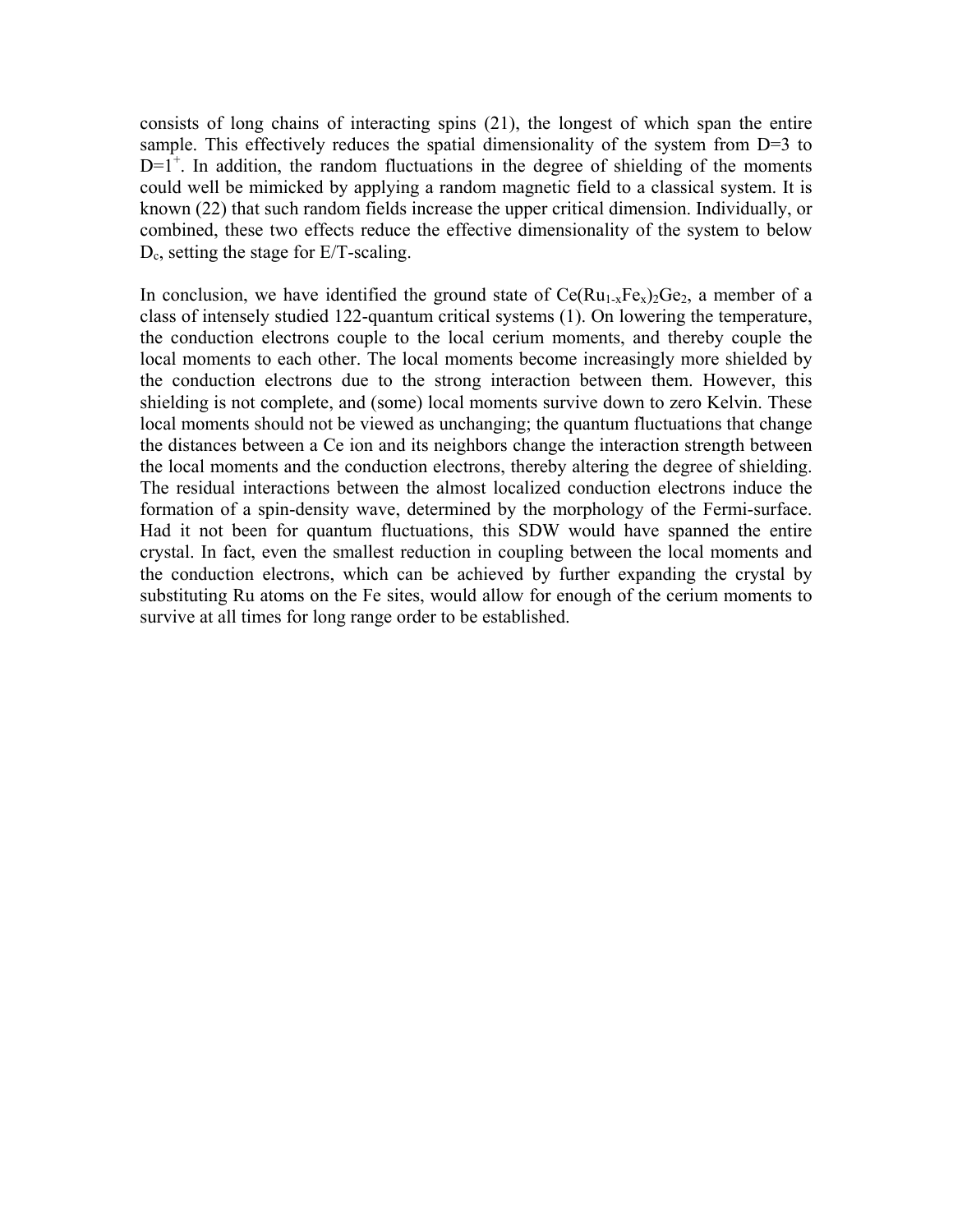consists of long chains of interacting spins (21), the longest of which span the entire sample. This effectively reduces the spatial dimensionality of the system from D=3 to $D=1^+$. In addition, the random fluctuations in the degree of shielding of the moments could well be mimicked by applying a random magnetic field to a classical system. It is known (22) that such random fields increase the upper critical dimension. Individually, or combined, these two effects reduce the effective dimensionality of the system to below $D_c$, setting the stage for E/T-scaling.

In conclusion, we have identified the ground state of $Ce(Ru_{1-x}Fe_x)_2Ge_2$, a member of a class of intensely studied 122-quantum critical systems (1). On lowering the temperature, the conduction electrons couple to the local cerium moments, and thereby couple the local moments to each other. The local moments become increasingly more shielded by the conduction electrons due to the strong interaction between them. However, this shielding is not complete, and (some) local moments survive down to zero Kelvin. These local moments should not be viewed as unchanging; the quantum fluctuations that change the distances between a Ce ion and its neighbors change the interaction strength between the local moments and the conduction electrons, thereby altering the degree of shielding. The residual interactions between the almost localized conduction electrons induce the formation of a spin-density wave, determined by the morphology of the Fermi-surface. Had it not been for quantum fluctuations, this SDW would have spanned the entire crystal. In fact, even the smallest reduction in coupling between the local moments and the conduction electrons, which can be achieved by further expanding the crystal by substituting Ru atoms on the Fe sites, would allow for enough of the cerium moments to survive at all times for long range order to be established.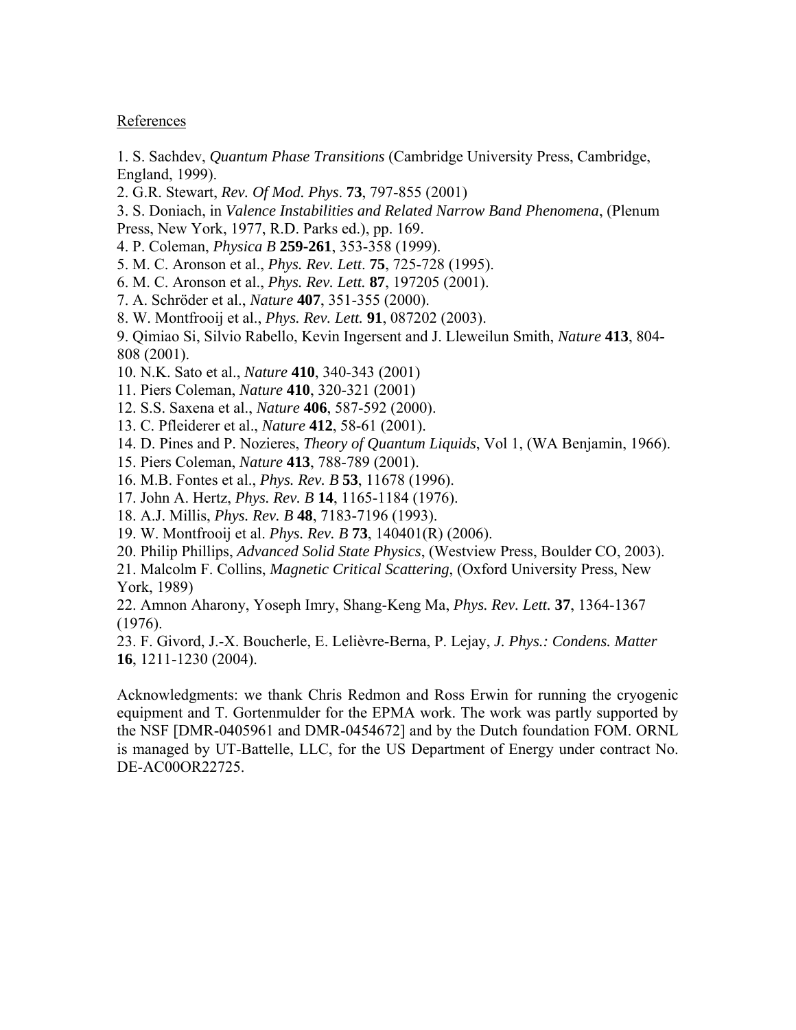References

1. S. Sachdev, *Quantum Phase Transitions* (Cambridge University Press, Cambridge, England, 1999).
2. G.R. Stewart, *Rev. Of Mod. Phys*. **73**, 797-855 (2001)
3. S. Doniach, in *Valence Instabilities and Related Narrow Band Phenomena*, (Plenum Press, New York, 1977, R.D. Parks ed.), pp. 169.
4. P. Coleman, *Physica B* **259-261**, 353-358 (1999).
5. M. C. Aronson et al., *Phys. Rev. Lett*. **75**, 725-728 (1995).
6. M. C. Aronson et al., *Phys. Rev. Lett.* **87**, 197205 (2001).
7. A. Schröder et al., *Nature* **407**, 351-355 (2000).
8. W. Montfrooij et al., *Phys. Rev. Lett.* **91**, 087202 (2003).
9. Qimiao Si, Silvio Rabello, Kevin Ingersent and J. Lleweilun Smith, *Nature* **413**, 804-808 (2001).
10. N.K. Sato et al., *Nature* **410**, 340-343 (2001)
11. Piers Coleman, *Nature* **410**, 320-321 (2001)
12. S.S. Saxena et al., *Nature* **406**, 587-592 (2000).
13. C. Pfleiderer et al., *Nature* **412**, 58-61 (2001).
14. D. Pines and P. Nozieres, *Theory of Quantum Liquids*, Vol 1, (WA Benjamin, 1966).
15. Piers Coleman, *Nature* **413**, 788-789 (2001).
16. M.B. Fontes et al., *Phys. Rev. B* **53**, 11678 (1996).
17. John A. Hertz, *Phys. Rev. B* **14**, 1165-1184 (1976).
18. A.J. Millis, *Phys. Rev. B* **48**, 7183-7196 (1993).
19. W. Montfrooij et al. *Phys. Rev. B* **73**, 140401(R) (2006).
20. Philip Phillips, *Advanced Solid State Physics*, (Westview Press, Boulder CO, 2003).
21. Malcolm F. Collins, *Magnetic Critical Scattering*, (Oxford University Press, New York, 1989)
22. Amnon Aharony, Yoseph Imry, Shang-Keng Ma, *Phys. Rev. Lett.* **37**, 1364-1367 (1976).
23. F. Givord, J.-X. Boucherle, E. Lelièvre-Berna, P. Lejay, *J. Phys.: Condens. Matter* **16**, 1211-1230 (2004).

Acknowledgments: we thank Chris Redmon and Ross Erwin for running the cryogenic equipment and T. Gortenmulder for the EPMA work. The work was partly supported by the NSF [DMR-0405961 and DMR-0454672] and by the Dutch foundation FOM. ORNL is managed by UT-Battelle, LLC, for the US Department of Energy under contract No. DE-AC00OR22725.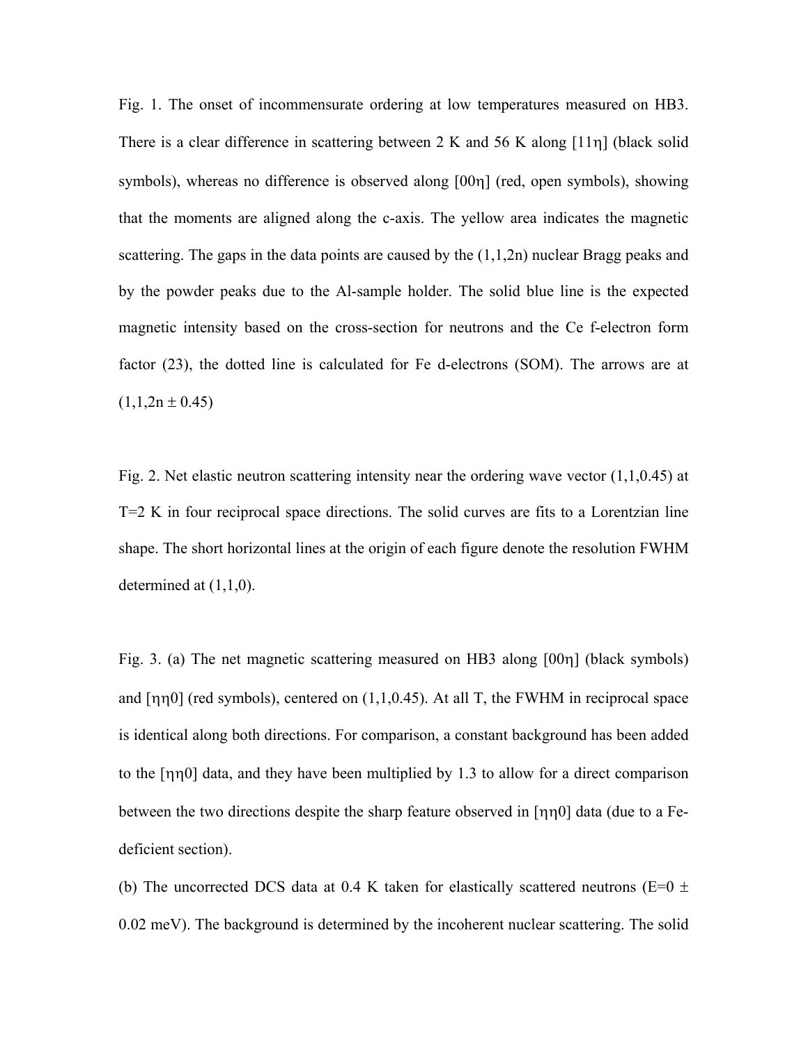Fig. 1. The onset of incommensurate ordering at low temperatures measured on HB3. There is a clear difference in scattering between 2 K and 56 K along [11η] (black solid symbols), whereas no difference is observed along [00η] (red, open symbols), showing that the moments are aligned along the c-axis. The yellow area indicates the magnetic scattering. The gaps in the data points are caused by the (1,1,2n) nuclear Bragg peaks and by the powder peaks due to the Al-sample holder. The solid blue line is the expected magnetic intensity based on the cross-section for neutrons and the Ce f-electron form factor (23), the dotted line is calculated for Fe d-electrons (SOM). The arrows are at $(1,1,2n \pm 0.45)$

Fig. 2. Net elastic neutron scattering intensity near the ordering wave vector (1,1,0.45) at T=2 K in four reciprocal space directions. The solid curves are fits to a Lorentzian line shape. The short horizontal lines at the origin of each figure denote the resolution FWHM determined at (1,1,0).

Fig. 3. (a) The net magnetic scattering measured on HB3 along [00η] (black symbols) and [ηη0] (red symbols), centered on (1,1,0.45). At all T, the FWHM in reciprocal space is identical along both directions. For comparison, a constant background has been added to the [ηη0] data, and they have been multiplied by 1.3 to allow for a direct comparison between the two directions despite the sharp feature observed in [ηη0] data (due to a Fe-deficient section).

(b) The uncorrected DCS data at 0.4 K taken for elastically scattered neutrons ($E=0 \pm 0.02$ meV). The background is determined by the incoherent nuclear scattering. The solid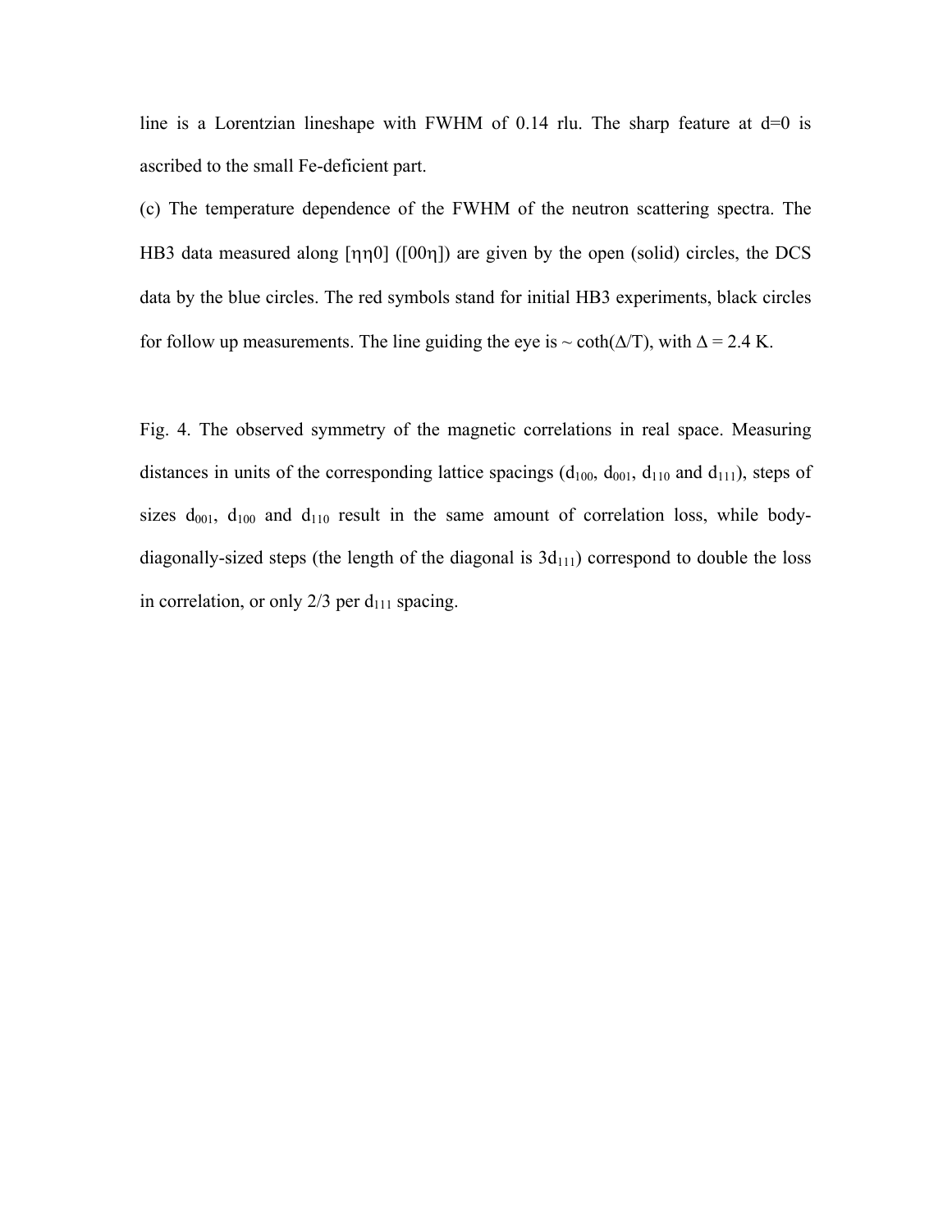line is a Lorentzian lineshape with FWHM of 0.14 rlu. The sharp feature at d=0 is ascribed to the small Fe-deficient part.

(c) The temperature dependence of the FWHM of the neutron scattering spectra. The HB3 data measured along [ηη0] ([00η]) are given by the open (solid) circles, the DCS data by the blue circles. The red symbols stand for initial HB3 experiments, black circles for follow up measurements. The line guiding the eye is ~ coth(Δ/T), with Δ = 2.4 K.

Fig. 4. The observed symmetry of the magnetic correlations in real space. Measuring distances in units of the corresponding lattice spacings ($d_{100}$, $d_{001}$, $d_{110}$ and $d_{111}$), steps of sizes $d_{001}$, $d_{100}$ and $d_{110}$ result in the same amount of correlation loss, while body-diagonally-sized steps (the length of the diagonal is $3d_{111}$) correspond to double the loss in correlation, or only 2/3 per $d_{111}$ spacing.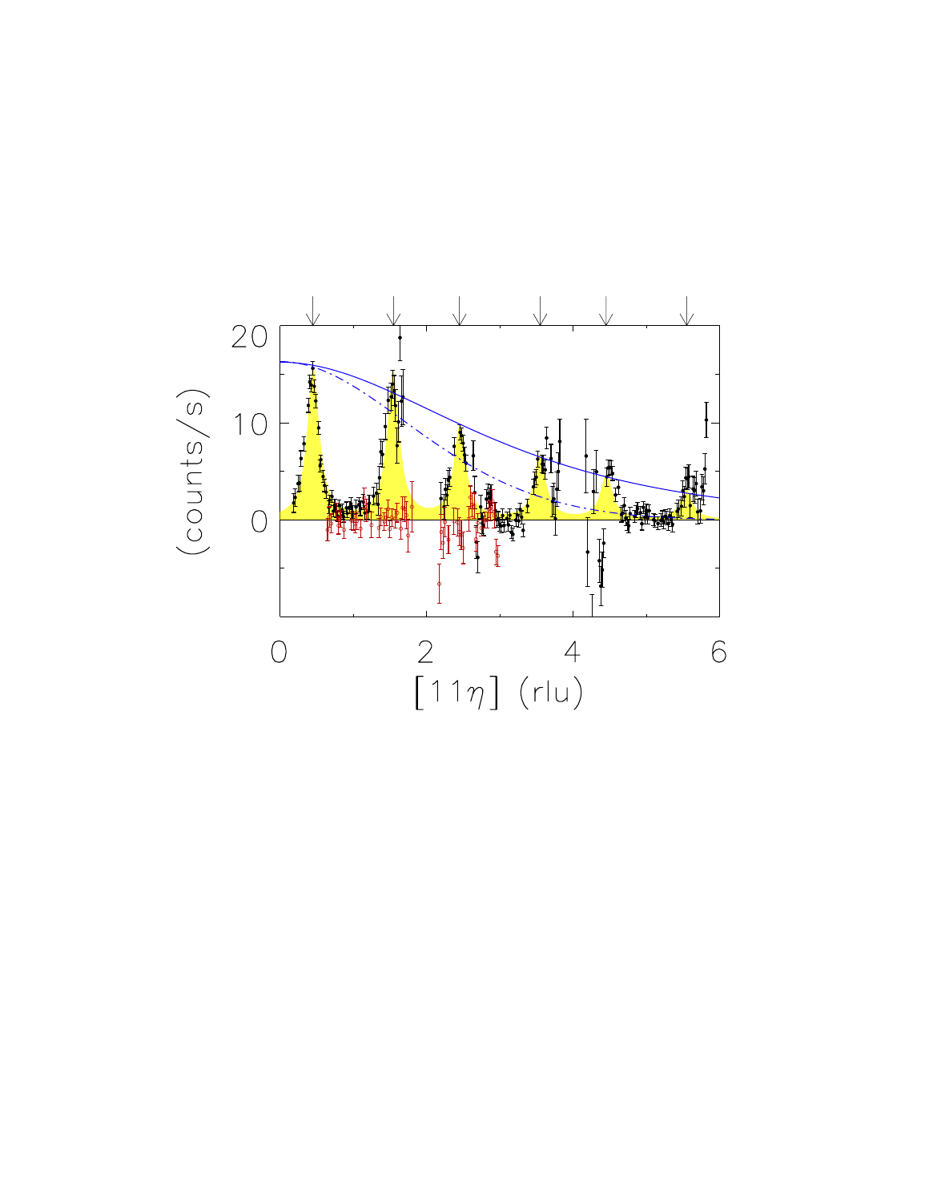20

10

0

(counts/s)

0

2

4

6

$[11\eta]$ (rlu)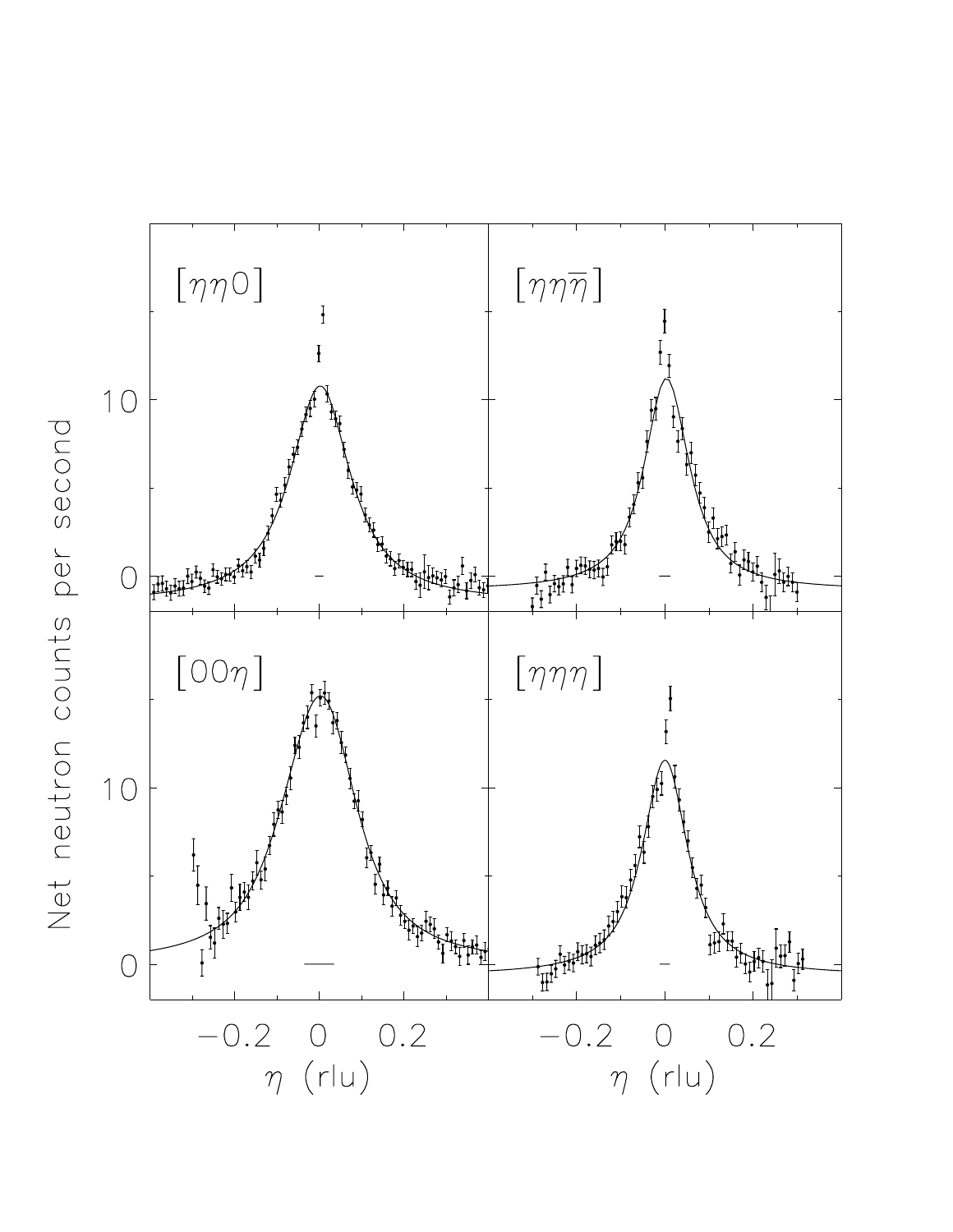$[\eta\eta 0]$

$[\eta\eta\bar{\eta}]$

$[00\eta]$

$[\eta\eta\eta]$

Net neutron counts per second

0

10

0

10

−0.2

0

0.2

−0.2

0

0.2

$\eta$ (rlu)

$\eta$ (rlu)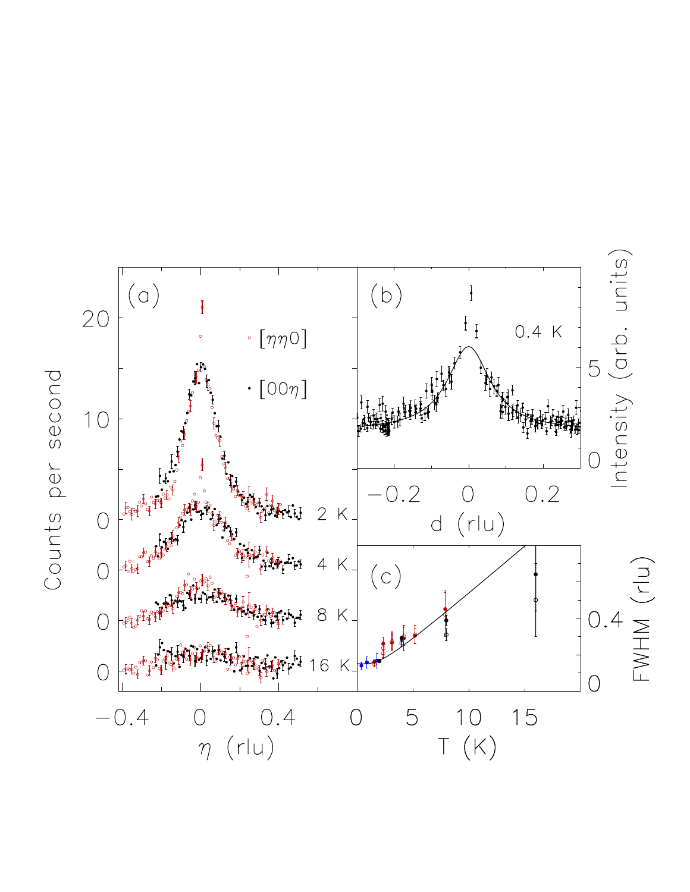(a)

$[\eta\eta 0]$

$[00\eta]$

2 K

4 K

8 K

16 K

Counts per second

0

10

20

$-0.4$

0

0.4

$\eta$ (rlu)

(b)

0.4 K

Intensity (arb. units)

0

5

$-0.2$

0

0.2

d (rlu)

(c)

FWHM (rlu)

0

0.4

0

5

10

15

T (K)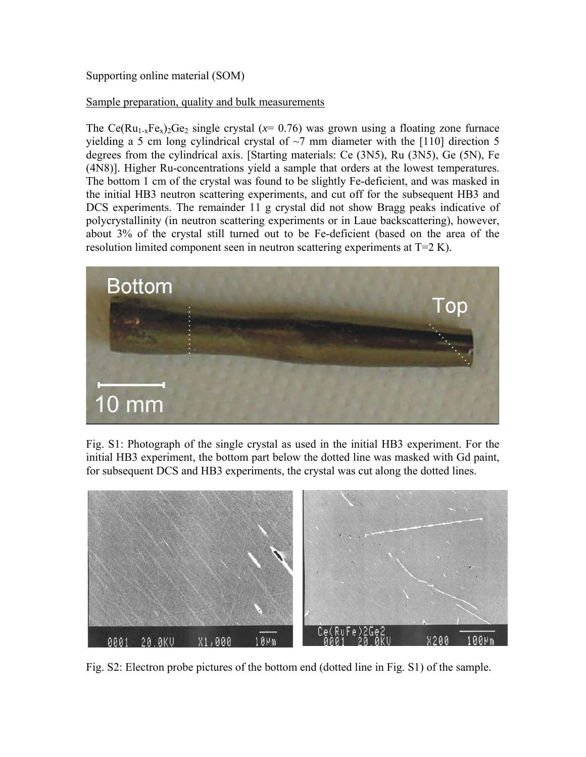Supporting online material (SOM)

Sample preparation, quality and bulk measurements

The $Ce(Ru_{1-x}Fe_x)_2Ge_2$ single crystal ($x$= 0.76) was grown using a floating zone furnace yielding a 5 cm long cylindrical crystal of ~7 mm diameter with the [110] direction 5 degrees from the cylindrical axis. [Starting materials: Ce (3N5), Ru (3N5), Ge (5N), Fe (4N8)]. Higher Ru-concentrations yield a sample that orders at the lowest temperatures. The bottom 1 cm of the crystal was found to be slightly Fe-deficient, and was masked in the initial HB3 neutron scattering experiments, and cut off for the subsequent HB3 and DCS experiments. The remainder 11 g crystal did not show Bragg peaks indicative of polycrystallinity (in neutron scattering experiments or in Laue backscattering), however, about 3% of the crystal still turned out to be Fe-deficient (based on the area of the resolution limited component seen in neutron scattering experiments at T=2 K).

Bottom

Top

10 mm

Fig. S1: Photograph of the single crystal as used in the initial HB3 experiment. For the initial HB3 experiment, the bottom part below the dotted line was masked with Gd paint, for subsequent DCS and HB3 experiments, the crystal was cut along the dotted lines.

0001 20.0KV X1,000 10μm

Ce(RuFe)2Ge2 0001 20.0KV X200 100μm

Fig. S2: Electron probe pictures of the bottom end (dotted line in Fig. S1) of the sample.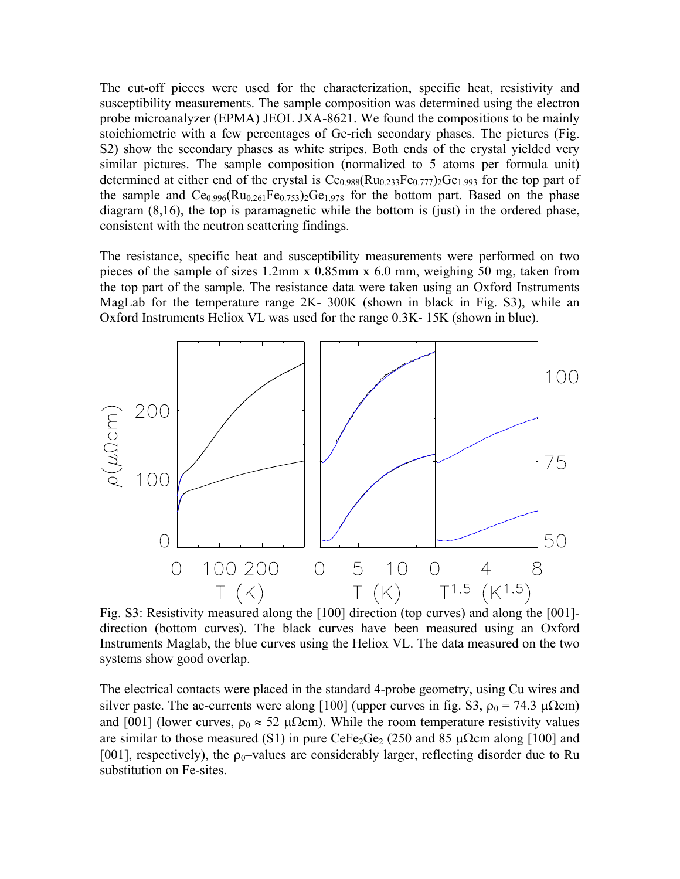The cut-off pieces were used for the characterization, specific heat, resistivity and susceptibility measurements. The sample composition was determined using the electron probe microanalyzer (EPMA) JEOL JXA-8621. We found the compositions to be mainly stoichiometric with a few percentages of Ge-rich secondary phases. The pictures (Fig. S2) show the secondary phases as white stripes. Both ends of the crystal yielded very similar pictures. The sample composition (normalized to 5 atoms per formula unit) determined at either end of the crystal is $Ce_{0.988}(Ru_{0.233}Fe_{0.777})_2Ge_{1.993}$ for the top part of the sample and $Ce_{0.996}(Ru_{0.261}Fe_{0.753})_2Ge_{1.978}$ for the bottom part. Based on the phase diagram (8,16), the top is paramagnetic while the bottom is (just) in the ordered phase, consistent with the neutron scattering findings.

The resistance, specific heat and susceptibility measurements were performed on two pieces of the sample of sizes 1.2mm x 0.85mm x 6.0 mm, weighing 50 mg, taken from the top part of the sample. The resistance data were taken using an Oxford Instruments MagLab for the temperature range 2K- 300K (shown in black in Fig. S3), while an Oxford Instruments Heliox VL was used for the range 0.3K- 15K (shown in blue).

Fig. S3: Resistivity measured along the [100] direction (top curves) and along the [001]-direction (bottom curves). The black curves have been measured using an Oxford Instruments Maglab, the blue curves using the Heliox VL. The data measured on the two systems show good overlap.

The electrical contacts were placed in the standard 4-probe geometry, using Cu wires and silver paste. The ac-currents were along [100] (upper curves in fig. S3, $\rho_0 = 74.3\ \mu\Omega$cm) and [001] (lower curves, $\rho_0 \approx 52\ \mu\Omega$cm). While the room temperature resistivity values are similar to those measured (S1) in pure $CeFe_2Ge_2$ (250 and 85 $\mu\Omega$cm along [100] and [001], respectively), the $\rho_0$–values are considerably larger, reflecting disorder due to Ru substitution on Fe-sites.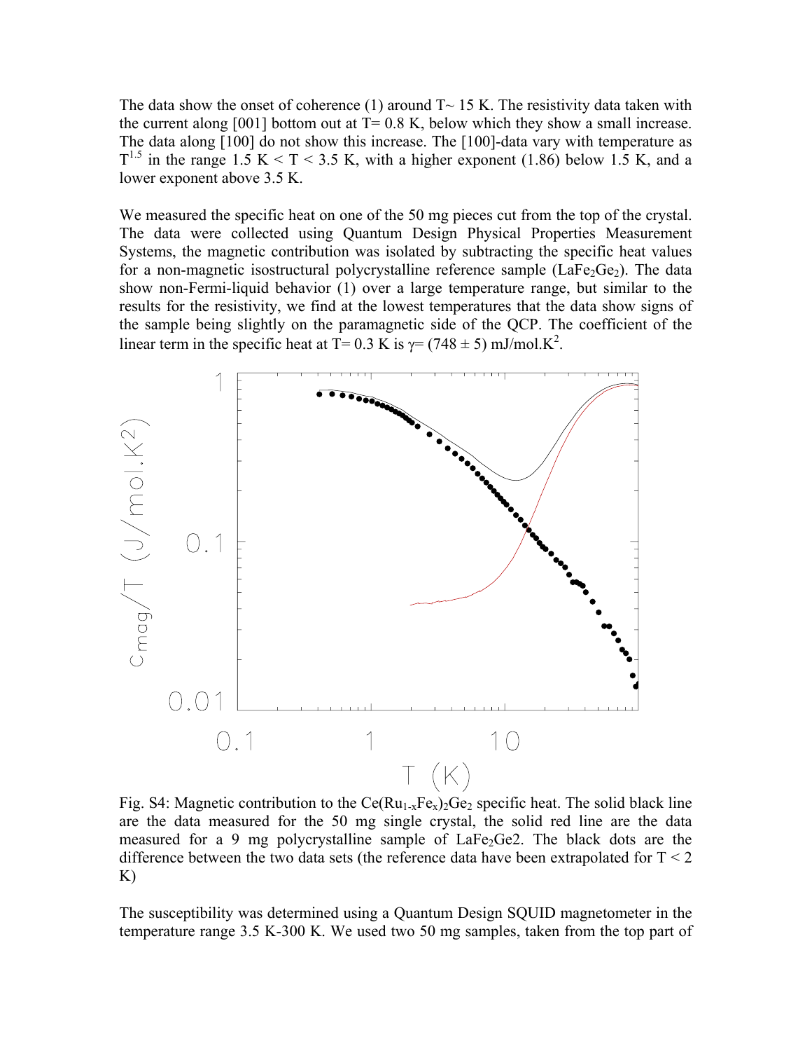The data show the onset of coherence (1) around T~ 15 K. The resistivity data taken with the current along [001] bottom out at T= 0.8 K, below which they show a small increase. The data along [100] do not show this increase. The [100]-data vary with temperature as $T^{1.5}$ in the range 1.5 K < T < 3.5 K, with a higher exponent (1.86) below 1.5 K, and a lower exponent above 3.5 K.

We measured the specific heat on one of the 50 mg pieces cut from the top of the crystal. The data were collected using Quantum Design Physical Properties Measurement Systems, the magnetic contribution was isolated by subtracting the specific heat values for a non-magnetic isostructural polycrystalline reference sample ($LaFe_2Ge_2$). The data show non-Fermi-liquid behavior (1) over a large temperature range, but similar to the results for the resistivity, we find at the lowest temperatures that the data show signs of the sample being slightly on the paramagnetic side of the QCP. The coefficient of the linear term in the specific heat at T= 0.3 K is $\gamma = (748 \pm 5)$ mJ/mol.K$^2$.

Cmag/T (J/mol.K2)

1

0.1

0.01

0.1

1

10

T (K)

Fig. S4: Magnetic contribution to the $Ce(Ru_{1-x}Fe_x)_2Ge_2$ specific heat. The solid black line are the data measured for the 50 mg single crystal, the solid red line are the data measured for a 9 mg polycrystalline sample of LaFe2Ge2. The black dots are the difference between the two data sets (the reference data have been extrapolated for T < 2 K)

The susceptibility was determined using a Quantum Design SQUID magnetometer in the temperature range 3.5 K-300 K. We used two 50 mg samples, taken from the top part of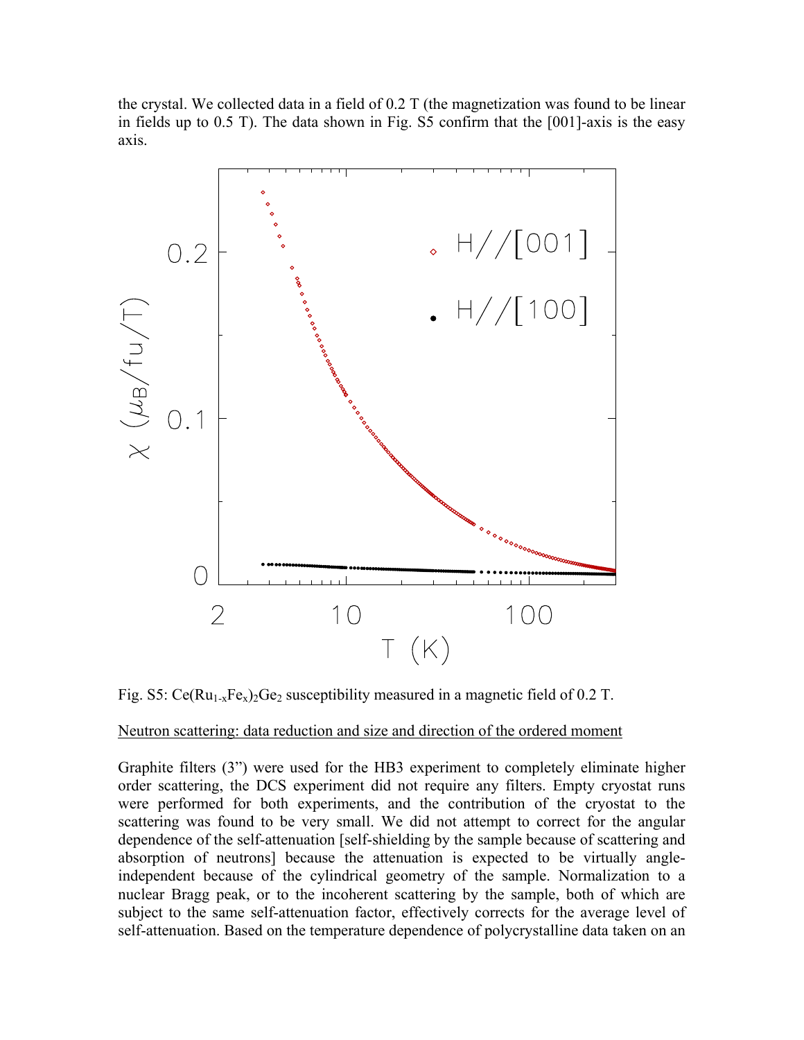the crystal. We collected data in a field of 0.2 T (the magnetization was found to be linear in fields up to 0.5 T). The data shown in Fig. S5 confirm that the [001]-axis is the easy axis.

χ ($\mu_B$/fu/T)

0.2

0.1

0

2

10

100

T (K)

H//[001]

H//[100]

Fig. S5: $Ce(Ru_{1-x}Fe_x)_2Ge_2$ susceptibility measured in a magnetic field of 0.2 T.

<u>Neutron scattering: data reduction and size and direction of the ordered moment</u>

Graphite filters (3") were used for the HB3 experiment to completely eliminate higher order scattering, the DCS experiment did not require any filters. Empty cryostat runs were performed for both experiments, and the contribution of the cryostat to the scattering was found to be very small. We did not attempt to correct for the angular dependence of the self-attenuation [self-shielding by the sample because of scattering and absorption of neutrons] because the attenuation is expected to be virtually angle-independent because of the cylindrical geometry of the sample. Normalization to a nuclear Bragg peak, or to the incoherent scattering by the sample, both of which are subject to the same self-attenuation factor, effectively corrects for the average level of self-attenuation. Based on the temperature dependence of polycrystalline data taken on an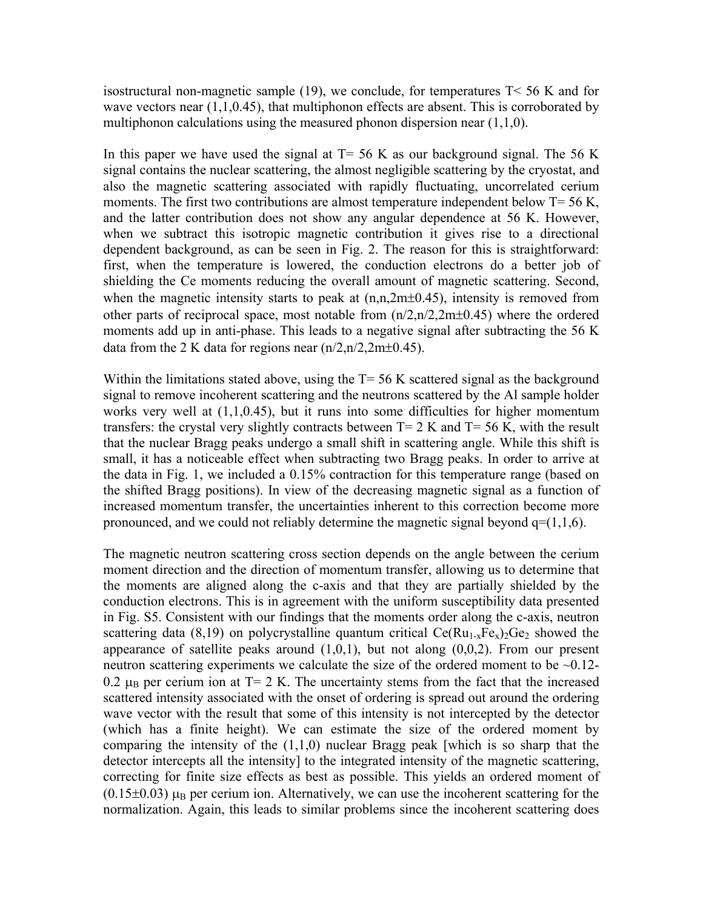isostructural non-magnetic sample (19), we conclude, for temperatures T< 56 K and for wave vectors near (1,1,0.45), that multiphonon effects are absent. This is corroborated by multiphonon calculations using the measured phonon dispersion near (1,1,0).

In this paper we have used the signal at T= 56 K as our background signal. The 56 K signal contains the nuclear scattering, the almost negligible scattering by the cryostat, and also the magnetic scattering associated with rapidly fluctuating, uncorrelated cerium moments. The first two contributions are almost temperature independent below T= 56 K, and the latter contribution does not show any angular dependence at 56 K. However, when we subtract this isotropic magnetic contribution it gives rise to a directional dependent background, as can be seen in Fig. 2. The reason for this is straightforward: first, when the temperature is lowered, the conduction electrons do a better job of shielding the Ce moments reducing the overall amount of magnetic scattering. Second, when the magnetic intensity starts to peak at (n,n,2m±0.45), intensity is removed from other parts of reciprocal space, most notable from (n/2,n/2,2m±0.45) where the ordered moments add up in anti-phase. This leads to a negative signal after subtracting the 56 K data from the 2 K data for regions near (n/2,n/2,2m±0.45).

Within the limitations stated above, using the T= 56 K scattered signal as the background signal to remove incoherent scattering and the neutrons scattered by the Al sample holder works very well at (1,1,0.45), but it runs into some difficulties for higher momentum transfers: the crystal very slightly contracts between T= 2 K and T= 56 K, with the result that the nuclear Bragg peaks undergo a small shift in scattering angle. While this shift is small, it has a noticeable effect when subtracting two Bragg peaks. In order to arrive at the data in Fig. 1, we included a 0.15% contraction for this temperature range (based on the shifted Bragg positions). In view of the decreasing magnetic signal as a function of increased momentum transfer, the uncertainties inherent to this correction become more pronounced, and we could not reliably determine the magnetic signal beyond q=(1,1,6).

The magnetic neutron scattering cross section depends on the angle between the cerium moment direction and the direction of momentum transfer, allowing us to determine that the moments are aligned along the c-axis and that they are partially shielded by the conduction electrons. This is in agreement with the uniform susceptibility data presented in Fig. S5. Consistent with our findings that the moments order along the c-axis, neutron scattering data (8,19) on polycrystalline quantum critical $Ce(Ru_{1-x}Fe_x)_2Ge_2$ showed the appearance of satellite peaks around (1,0,1), but not along (0,0,2). From our present neutron scattering experiments we calculate the size of the ordered moment to be ~0.12-0.2 $\mu_B$ per cerium ion at T= 2 K. The uncertainty stems from the fact that the increased scattered intensity associated with the onset of ordering is spread out around the ordering wave vector with the result that some of this intensity is not intercepted by the detector (which has a finite height). We can estimate the size of the ordered moment by comparing the intensity of the (1,1,0) nuclear Bragg peak [which is so sharp that the detector intercepts all the intensity] to the integrated intensity of the magnetic scattering, correcting for finite size effects as best as possible. This yields an ordered moment of (0.15±0.03) $\mu_B$ per cerium ion. Alternatively, we can use the incoherent scattering for the normalization. Again, this leads to similar problems since the incoherent scattering does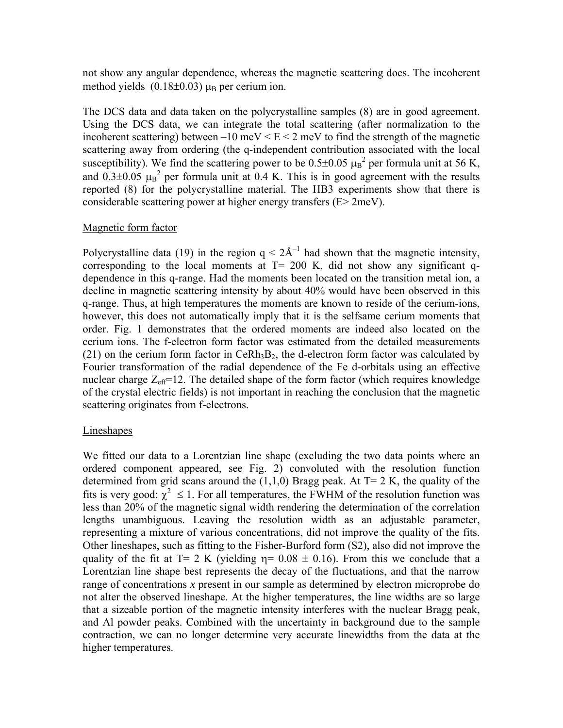not show any angular dependence, whereas the magnetic scattering does. The incoherent method yields $(0.18\pm0.03)$ $\mu_B$ per cerium ion.

The DCS data and data taken on the polycrystalline samples (8) are in good agreement. Using the DCS data, we can integrate the total scattering (after normalization to the incoherent scattering) between $-10$ meV $< E <$ 2 meV to find the strength of the magnetic scattering away from ordering (the q-independent contribution associated with the local susceptibility). We find the scattering power to be $0.5\pm0.05$ $\mu_B^2$ per formula unit at 56 K, and $0.3\pm0.05$ $\mu_B^2$ per formula unit at 0.4 K. This is in good agreement with the results reported (8) for the polycrystalline material. The HB3 experiments show that there is considerable scattering power at higher energy transfers (E> 2meV).

Magnetic form factor

Polycrystalline data (19) in the region $q < 2\text{Å}^{-1}$ had shown that the magnetic intensity, corresponding to the local moments at T= 200 K, did not show any significant q-dependence in this q-range. Had the moments been located on the transition metal ion, a decline in magnetic scattering intensity by about 40% would have been observed in this q-range. Thus, at high temperatures the moments are known to reside of the cerium-ions, however, this does not automatically imply that it is the selfsame cerium moments that order. Fig. 1 demonstrates that the ordered moments are indeed also located on the cerium ions. The f-electron form factor was estimated from the detailed measurements (21) on the cerium form factor in $CeRh_3B_2$, the d-electron form factor was calculated by Fourier transformation of the radial dependence of the Fe d-orbitals using an effective nuclear charge $Z_{eff}$=12. The detailed shape of the form factor (which requires knowledge of the crystal electric fields) is not important in reaching the conclusion that the magnetic scattering originates from f-electrons.

Lineshapes

We fitted our data to a Lorentzian line shape (excluding the two data points where an ordered component appeared, see Fig. 2) convoluted with the resolution function determined from grid scans around the (1,1,0) Bragg peak. At T= 2 K, the quality of the fits is very good: $\chi^2 \leq 1$. For all temperatures, the FWHM of the resolution function was less than 20% of the magnetic signal width rendering the determination of the correlation lengths unambiguous. Leaving the resolution width as an adjustable parameter, representing a mixture of various concentrations, did not improve the quality of the fits. Other lineshapes, such as fitting to the Fisher-Burford form (S2), also did not improve the quality of the fit at T= 2 K (yielding $\eta$= 0.08 $\pm$ 0.16). From this we conclude that a Lorentzian line shape best represents the decay of the fluctuations, and that the narrow range of concentrations *x* present in our sample as determined by electron microprobe do not alter the observed lineshape. At the higher temperatures, the line widths are so large that a sizeable portion of the magnetic intensity interferes with the nuclear Bragg peak, and Al powder peaks. Combined with the uncertainty in background due to the sample contraction, we can no longer determine very accurate linewidths from the data at the higher temperatures.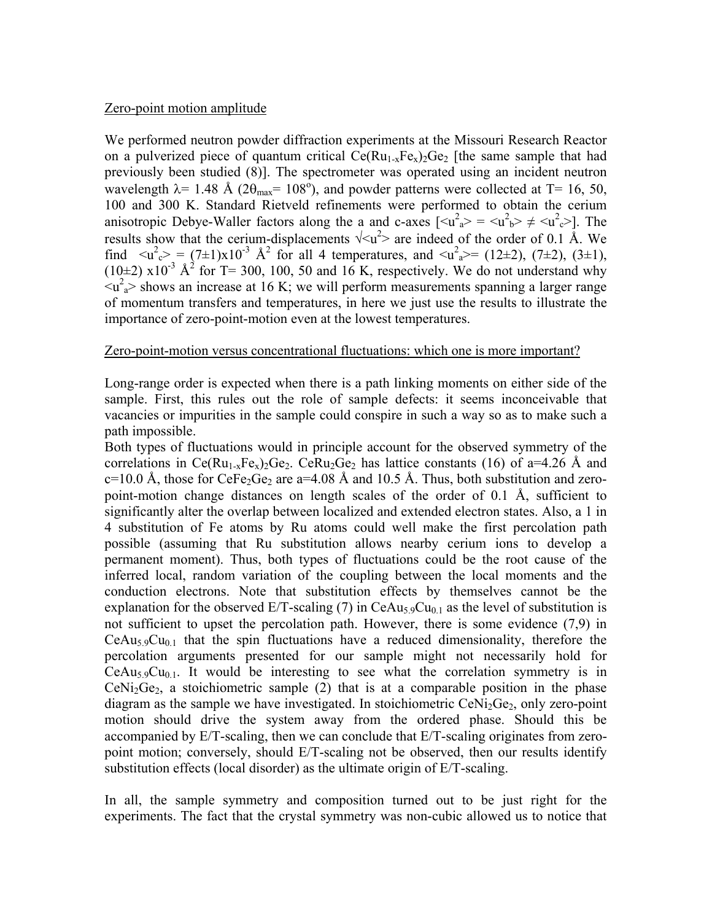Zero-point motion amplitude

We performed neutron powder diffraction experiments at the Missouri Research Reactor on a pulverized piece of quantum critical $Ce(Ru_{1-x}Fe_x)_2Ge_2$ [the same sample that had previously been studied (8)]. The spectrometer was operated using an incident neutron wavelength $\lambda$= 1.48 Å ($2\theta_{max}$= 108°), and powder patterns were collected at T= 16, 50, 100 and 300 K. Standard Rietveld refinements were performed to obtain the cerium anisotropic Debye-Waller factors along the a and c-axes [$\langle u^2_a \rangle = \langle u^2_b \rangle \neq \langle u^2_c \rangle$]. The results show that the cerium-displacements $\sqrt{\langle u^2 \rangle}$ are indeed of the order of 0.1 Å. We find $\langle u^2_c \rangle = (7\pm1)\times10^{-3}$ Å$^2$ for all 4 temperatures, and $\langle u^2_a \rangle$= (12±2), (7±2), (3±1), (10±2) $\times10^{-3}$ Å$^2$ for T= 300, 100, 50 and 16 K, respectively. We do not understand why $\langle u^2_a \rangle$ shows an increase at 16 K; we will perform measurements spanning a larger range of momentum transfers and temperatures, in here we just use the results to illustrate the importance of zero-point-motion even at the lowest temperatures.

Zero-point-motion versus concentrational fluctuations: which one is more important?

Long-range order is expected when there is a path linking moments on either side of the sample. First, this rules out the role of sample defects: it seems inconceivable that vacancies or impurities in the sample could conspire in such a way so as to make such a path impossible.

Both types of fluctuations would in principle account for the observed symmetry of the correlations in $Ce(Ru_{1-x}Fe_x)_2Ge_2$. $CeRu_2Ge_2$ has lattice constants (16) of a=4.26 Å and c=10.0 Å, those for $CeFe_2Ge_2$ are a=4.08 Å and 10.5 Å. Thus, both substitution and zero-point-motion change distances on length scales of the order of 0.1 Å, sufficient to significantly alter the overlap between localized and extended electron states. Also, a 1 in 4 substitution of Fe atoms by Ru atoms could well make the first percolation path possible (assuming that Ru substitution allows nearby cerium ions to develop a permanent moment). Thus, both types of fluctuations could be the root cause of the inferred local, random variation of the coupling between the local moments and the conduction electrons. Note that substitution effects by themselves cannot be the explanation for the observed E/T-scaling (7) in $CeAu_{5.9}Cu_{0.1}$ as the level of substitution is not sufficient to upset the percolation path. However, there is some evidence (7,9) in $CeAu_{5.9}Cu_{0.1}$ that the spin fluctuations have a reduced dimensionality, therefore the percolation arguments presented for our sample might not necessarily hold for $CeAu_{5.9}Cu_{0.1}$. It would be interesting to see what the correlation symmetry is in $CeNi_2Ge_2$, a stoichiometric sample (2) that is at a comparable position in the phase diagram as the sample we have investigated. In stoichiometric $CeNi_2Ge_2$, only zero-point motion should drive the system away from the ordered phase. Should this be accompanied by E/T-scaling, then we can conclude that E/T-scaling originates from zero-point motion; conversely, should E/T-scaling not be observed, then our results identify substitution effects (local disorder) as the ultimate origin of E/T-scaling.

In all, the sample symmetry and composition turned out to be just right for the experiments. The fact that the crystal symmetry was non-cubic allowed us to notice that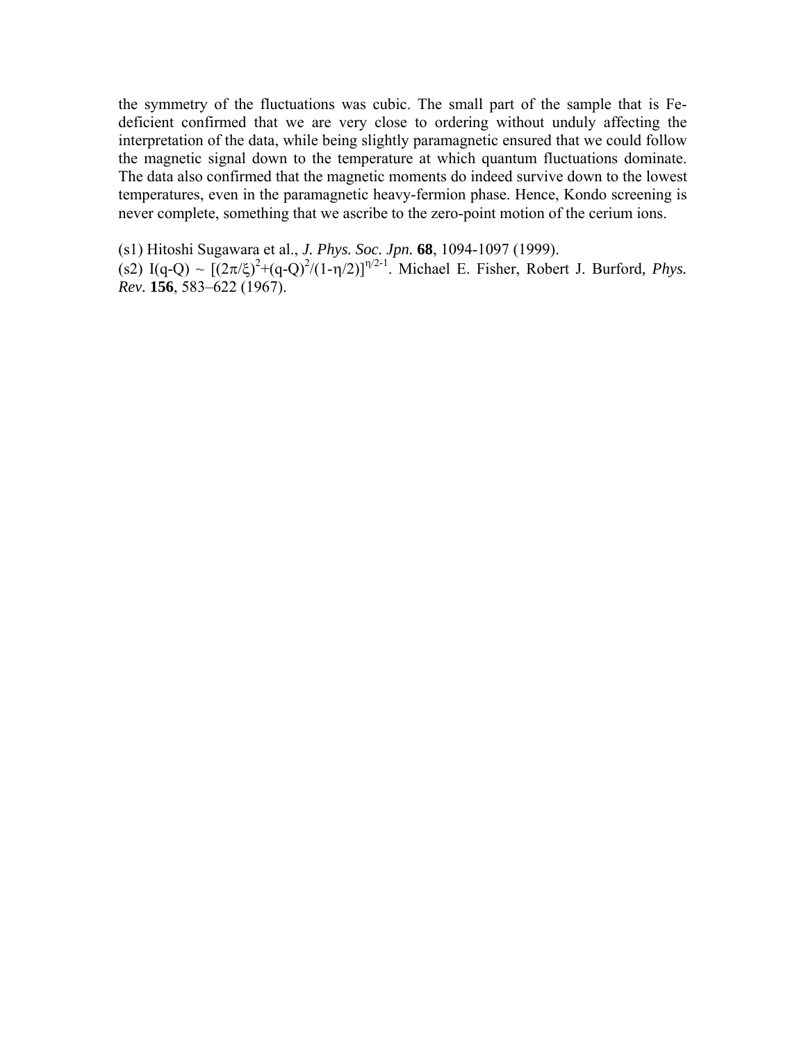the symmetry of the fluctuations was cubic. The small part of the sample that is Fe-deficient confirmed that we are very close to ordering without unduly affecting the interpretation of the data, while being slightly paramagnetic ensured that we could follow the magnetic signal down to the temperature at which quantum fluctuations dominate. The data also confirmed that the magnetic moments do indeed survive down to the lowest temperatures, even in the paramagnetic heavy-fermion phase. Hence, Kondo screening is never complete, something that we ascribe to the zero-point motion of the cerium ions.

(s1) Hitoshi Sugawara et al., *J. Phys. Soc. Jpn.* **68**, 1094-1097 (1999).
(s2) $I(q-Q) \sim [(2\pi/\xi)^2+(q-Q)^2/(1-\eta/2)]^{\eta/2-1}$. Michael E. Fisher, Robert J. Burford, *Phys. Rev*. **156**, 583–622 (1967).